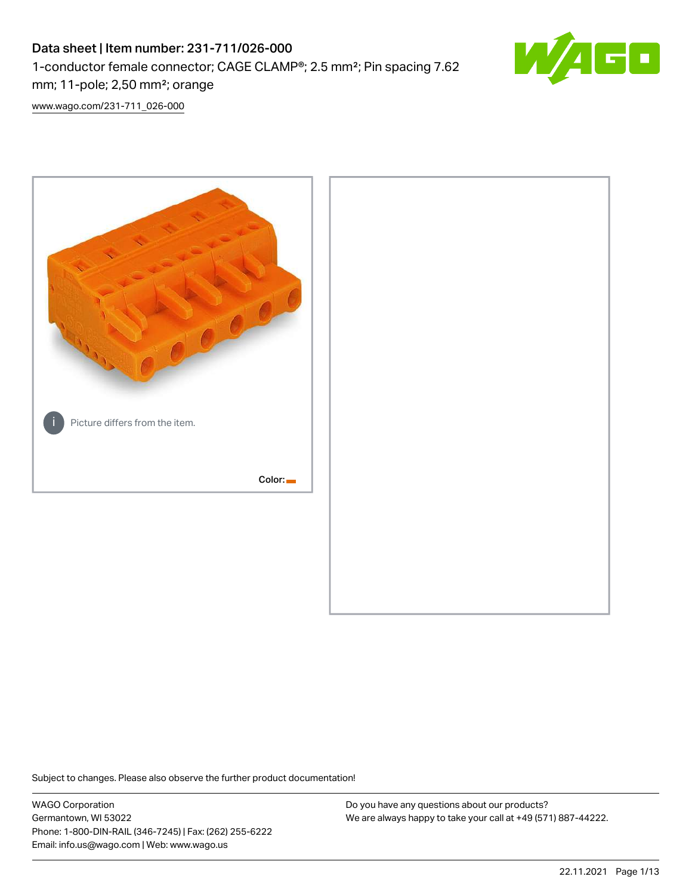# Data sheet | Item number: 231-711/026-000

1-conductor female connector; CAGE CLAMP®; 2.5 mm²; Pin spacing 7.62 mm; 11-pole; 2,50 mm²; orange

www.wago.com/231-711_026-000

Picture differs from the item.

Color:

Subject to changes. Please also observe the further product documentation!

WAGO Corporation
Germantown, WI 53022
Phone: 1-800-DIN-RAIL (346-7245) | Fax: (262) 255-6222
Email: info.us@wago.com | Web: www.wago.us

Do you have any questions about our products?
We are always happy to take your call at +49 (571) 887-44222.

22.11.2021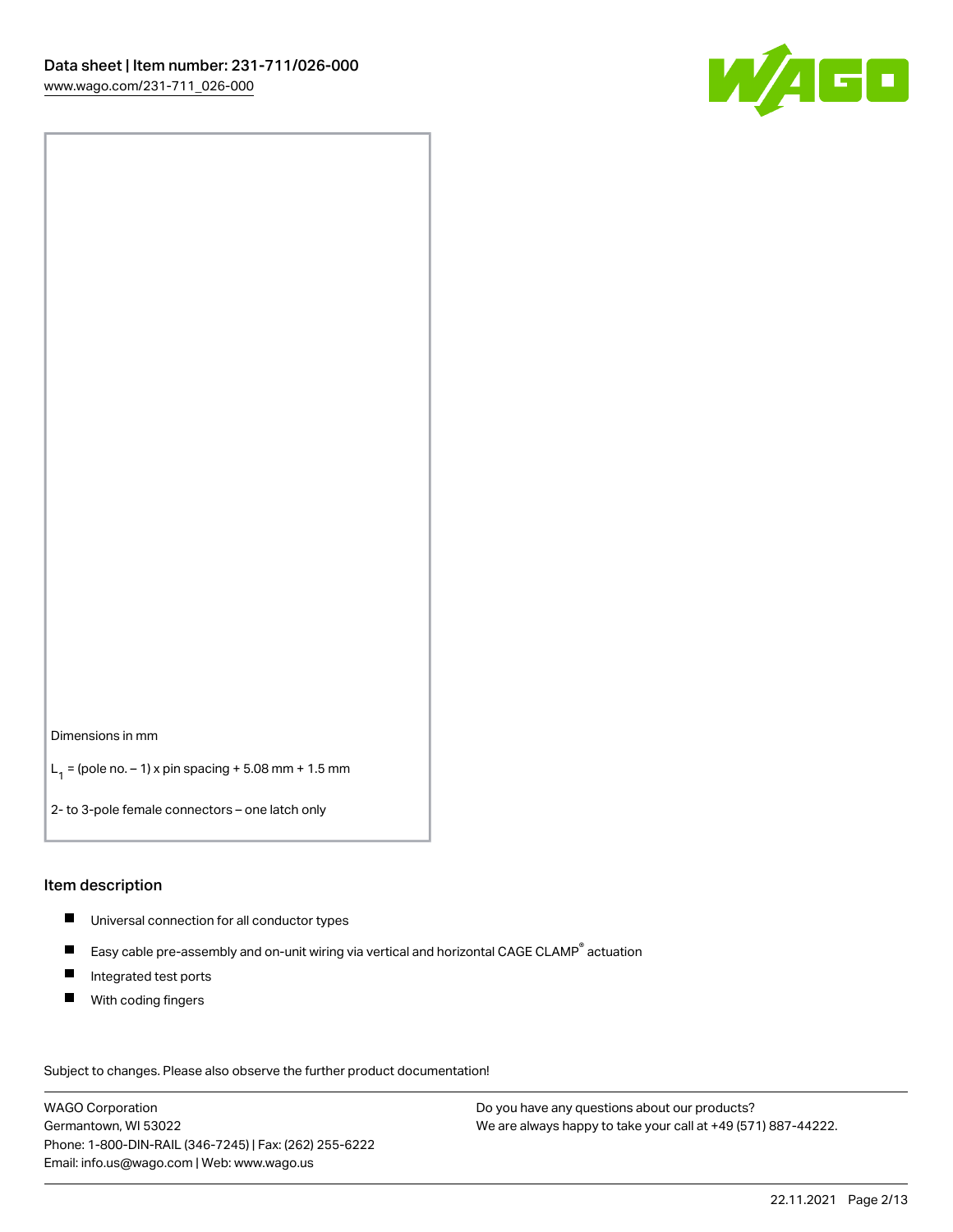Dimensions in mm

$L_1$ = (pole no. – 1) x pin spacing + 5.08 mm + 1.5 mm

2- to 3-pole female connectors – one latch only

## Item description

- Universal connection for all conductor types
- Easy cable pre-assembly and on-unit wiring via vertical and horizontal CAGE CLAMP® actuation
- Integrated test ports
- With coding fingers

Subject to changes. Please also observe the further product documentation!

WAGO Corporation
Germantown, WI 53022
Phone: 1-800-DIN-RAIL (346-7245) | Fax: (262) 255-6222
Email: info.us@wago.com | Web: www.wago.us

Do you have any questions about our products?
We are always happy to take your call at +49 (571) 887-44222.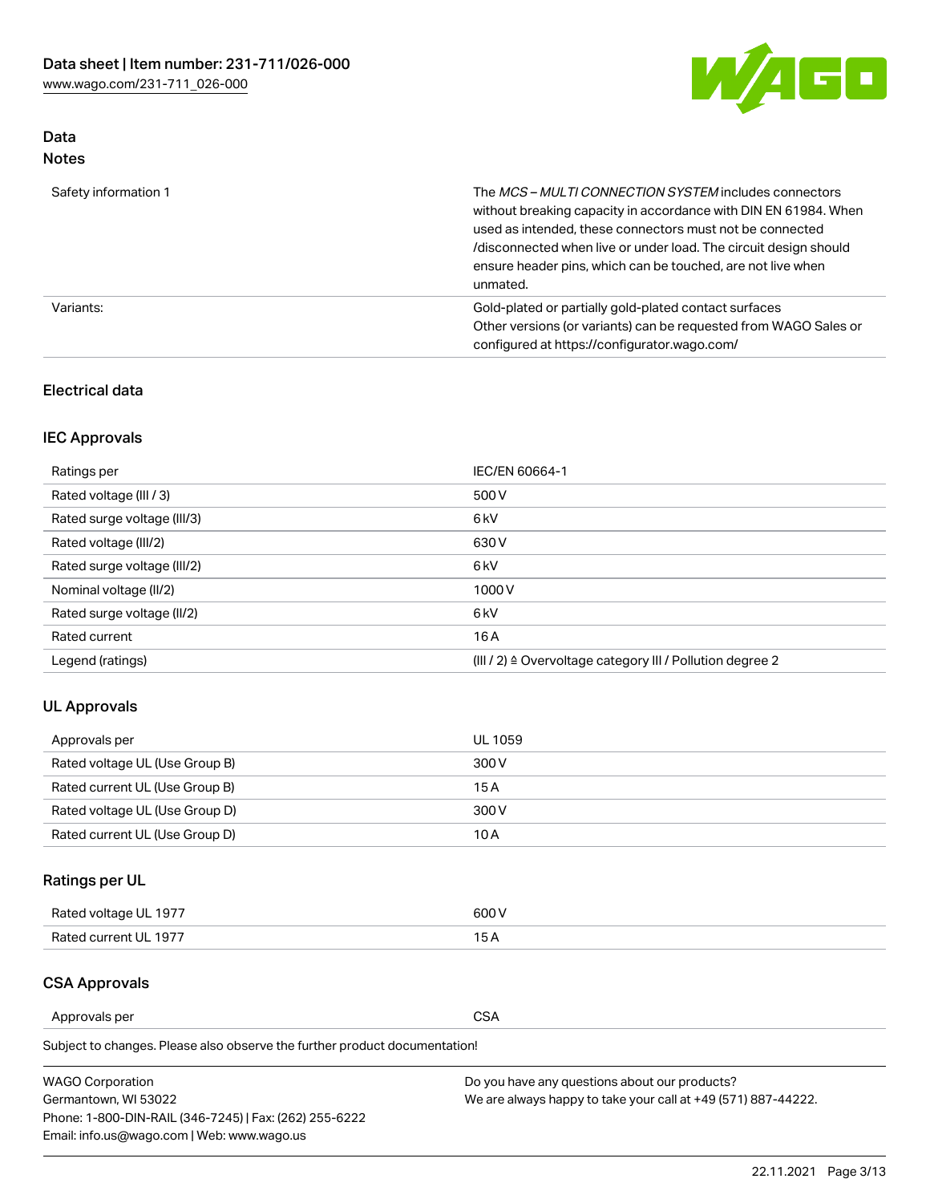## Data

### Notes

| | |
|---|---|
| Safety information 1 | The *MCS – MULTI CONNECTION SYSTEM* includes connectors without breaking capacity in accordance with DIN EN 61984. When used as intended, these connectors must not be connected /disconnected when live or under load. The circuit design should ensure header pins, which can be touched, are not live when unmated. |
| Variants: | Gold-plated or partially gold-plated contact surfaces<br>Other versions (or variants) can be requested from WAGO Sales or configured at https://configurator.wago.com/ |

## Electrical data

### IEC Approvals

| | |
|---|---|
| Ratings per | IEC/EN 60664-1 |
| Rated voltage (III / 3) | 500 V |
| Rated surge voltage (III/3) | 6 kV |
| Rated voltage (III/2) | 630 V |
| Rated surge voltage (III/2) | 6 kV |
| Nominal voltage (II/2) | 1000 V |
| Rated surge voltage (II/2) | 6 kV |
| Rated current | 16 A |
| Legend (ratings) | (III / 2) ≙ Overvoltage category III / Pollution degree 2 |

### UL Approvals

| | |
|---|---|
| Approvals per | UL 1059 |
| Rated voltage UL (Use Group B) | 300 V |
| Rated current UL (Use Group B) | 15 A |
| Rated voltage UL (Use Group D) | 300 V |
| Rated current UL (Use Group D) | 10 A |

### Ratings per UL

| | |
|---|---|
| Rated voltage UL 1977 | 600 V |
| Rated current UL 1977 | 15 A |

### CSA Approvals

| | |
|---|---|
| Approvals per | CSA |

Subject to changes. Please also observe the further product documentation!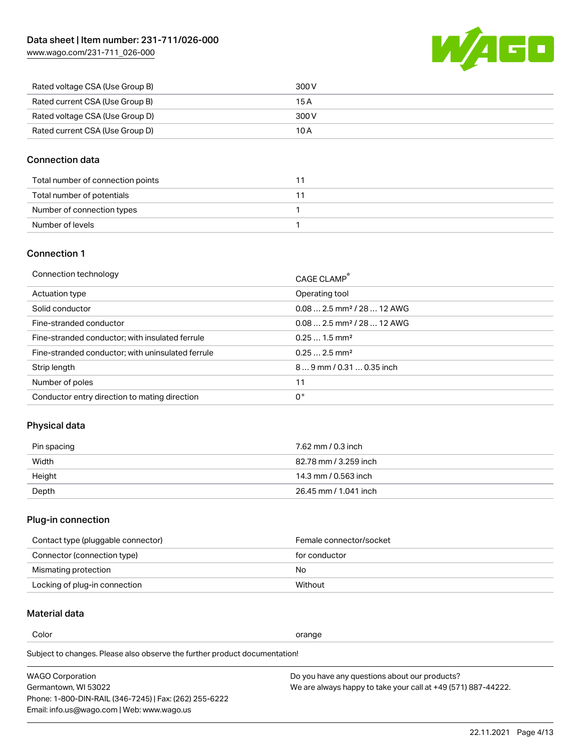| Rated voltage CSA (Use Group B) | 300 V |
| --- | --- |
| Rated current CSA (Use Group B) | 15 A |
| Rated voltage CSA (Use Group D) | 300 V |
| Rated current CSA (Use Group D) | 10 A |

## Connection data

| Total number of connection points | 11 |
| --- | --- |
| Total number of potentials | 11 |
| Number of connection types | 1 |
| Number of levels | 1 |

## Connection 1

| Connection technology | CAGE CLAMP® |
| --- | --- |
| Actuation type | Operating tool |
| Solid conductor | 0.08 … 2.5 mm² / 28 … 12 AWG |
| Fine-stranded conductor | 0.08 … 2.5 mm² / 28 … 12 AWG |
| Fine-stranded conductor; with insulated ferrule | 0.25 … 1.5 mm² |
| Fine-stranded conductor; with uninsulated ferrule | 0.25 … 2.5 mm² |
| Strip length | 8 … 9 mm / 0.31 … 0.35 inch |
| Number of poles | 11 |
| Conductor entry direction to mating direction | 0 ° |

## Physical data

| Pin spacing | 7.62 mm / 0.3 inch |
| --- | --- |
| Width | 82.78 mm / 3.259 inch |
| Height | 14.3 mm / 0.563 inch |
| Depth | 26.45 mm / 1.041 inch |

## Plug-in connection

| Contact type (pluggable connector) | Female connector/socket |
| --- | --- |
| Connector (connection type) | for conductor |
| Mismating protection | No |
| Locking of plug-in connection | Without |

## Material data

| Color | orange |
| --- | --- |

Subject to changes. Please also observe the further product documentation!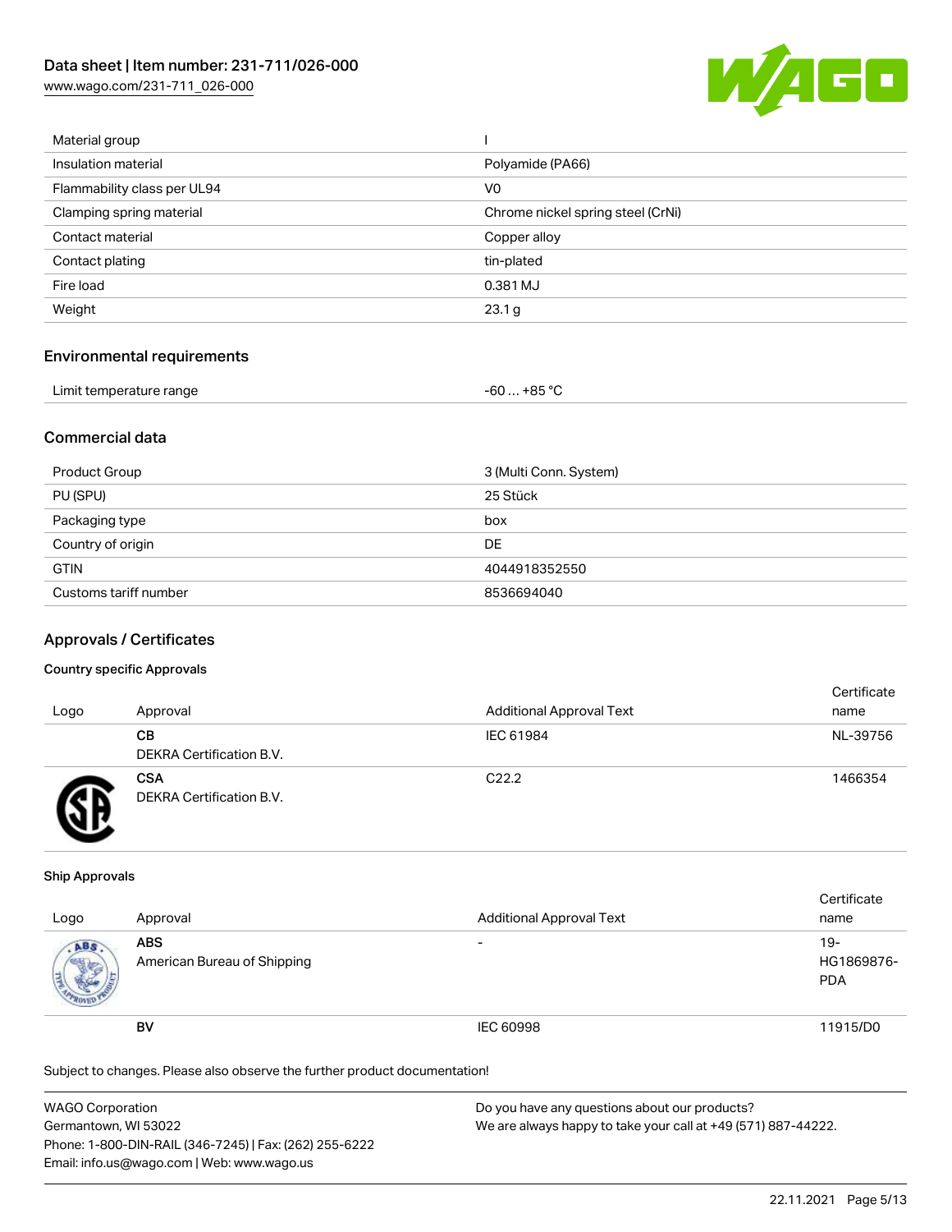| | |
|---|---|
| Material group | I |
| Insulation material | Polyamide (PA66) |
| Flammability class per UL94 | V0 |
| Clamping spring material | Chrome nickel spring steel (CrNi) |
| Contact material | Copper alloy |
| Contact plating | tin-plated |
| Fire load | 0.381 MJ |
| Weight | 23.1 g |

## Environmental requirements

| | |
|---|---|
| Limit temperature range | -60 … +85 °C |

## Commercial data

| | |
|---|---|
| Product Group | 3 (Multi Conn. System) |
| PU (SPU) | 25 Stück |
| Packaging type | box |
| Country of origin | DE |
| GTIN | 4044918352550 |
| Customs tariff number | 8536694040 |

## Approvals / Certificates

### Country specific Approvals

| Logo | Approval | Additional Approval Text | Certificate name |
|---|---|---|---|
| | **CB** DEKRA Certification B.V. | IEC 61984 | NL-39756 |
| | **CSA** DEKRA Certification B.V. | C22.2 | 1466354 |

### Ship Approvals

| Logo | Approval | Additional Approval Text | Certificate name |
|---|---|---|---|
| | **ABS** American Bureau of Shipping | - | 19-HG1869876-PDA |
| | **BV** | IEC 60998 | 11915/D0 |

Subject to changes. Please also observe the further product documentation!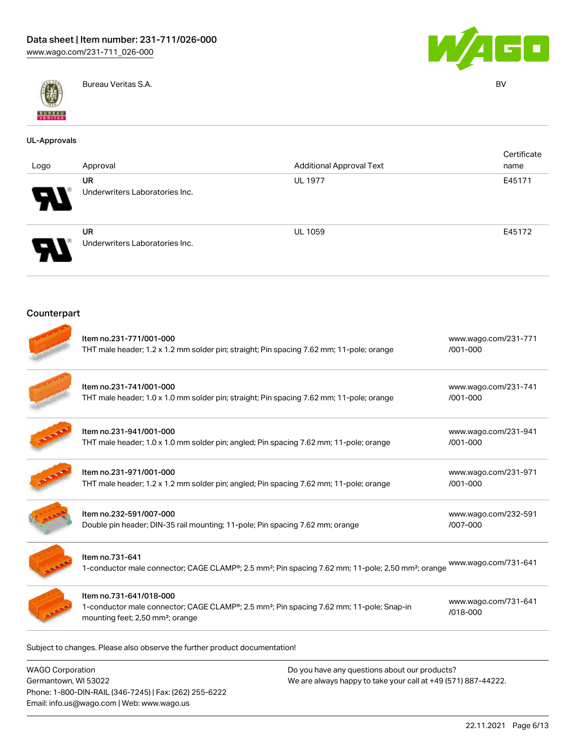| | Bureau Veritas S.A. | BV |
|---|---|---|

## UL-Approvals

| Logo | Approval | Additional Approval Text | Certificate name |
|---|---|---|---|
| | **UR** Underwriters Laboratories Inc. | UL 1977 | E45171 |
| | **UR** Underwriters Laboratories Inc. | UL 1059 | E45172 |

## Counterpart

| Item | Link |
|---|---|
| Item no.231-771/001-000<br>THT male header; 1.2 x 1.2 mm solder pin; straight; Pin spacing 7.62 mm; 11-pole; orange | www.wago.com/231-771/001-000 |
| Item no.231-741/001-000<br>THT male header; 1.0 x 1.0 mm solder pin; straight; Pin spacing 7.62 mm; 11-pole; orange | www.wago.com/231-741/001-000 |
| Item no.231-941/001-000<br>THT male header; 1.0 x 1.0 mm solder pin; angled; Pin spacing 7.62 mm; 11-pole; orange | www.wago.com/231-941/001-000 |
| Item no.231-971/001-000<br>THT male header; 1.2 x 1.2 mm solder pin; angled; Pin spacing 7.62 mm; 11-pole; orange | www.wago.com/231-971/001-000 |
| Item no.232-591/007-000<br>Double pin header; DIN-35 rail mounting; 11-pole; Pin spacing 7.62 mm; orange | www.wago.com/232-591/007-000 |
| Item no.731-641<br>1-conductor male connector; CAGE CLAMP®; 2.5 mm²; Pin spacing 7.62 mm; 11-pole; 2,50 mm²; orange | www.wago.com/731-641 |
| Item no.731-641/018-000<br>1-conductor male connector; CAGE CLAMP®; 2.5 mm²; Pin spacing 7.62 mm; 11-pole; Snap-in mounting feet; 2,50 mm²; orange | www.wago.com/731-641/018-000 |

Subject to changes. Please also observe the further product documentation!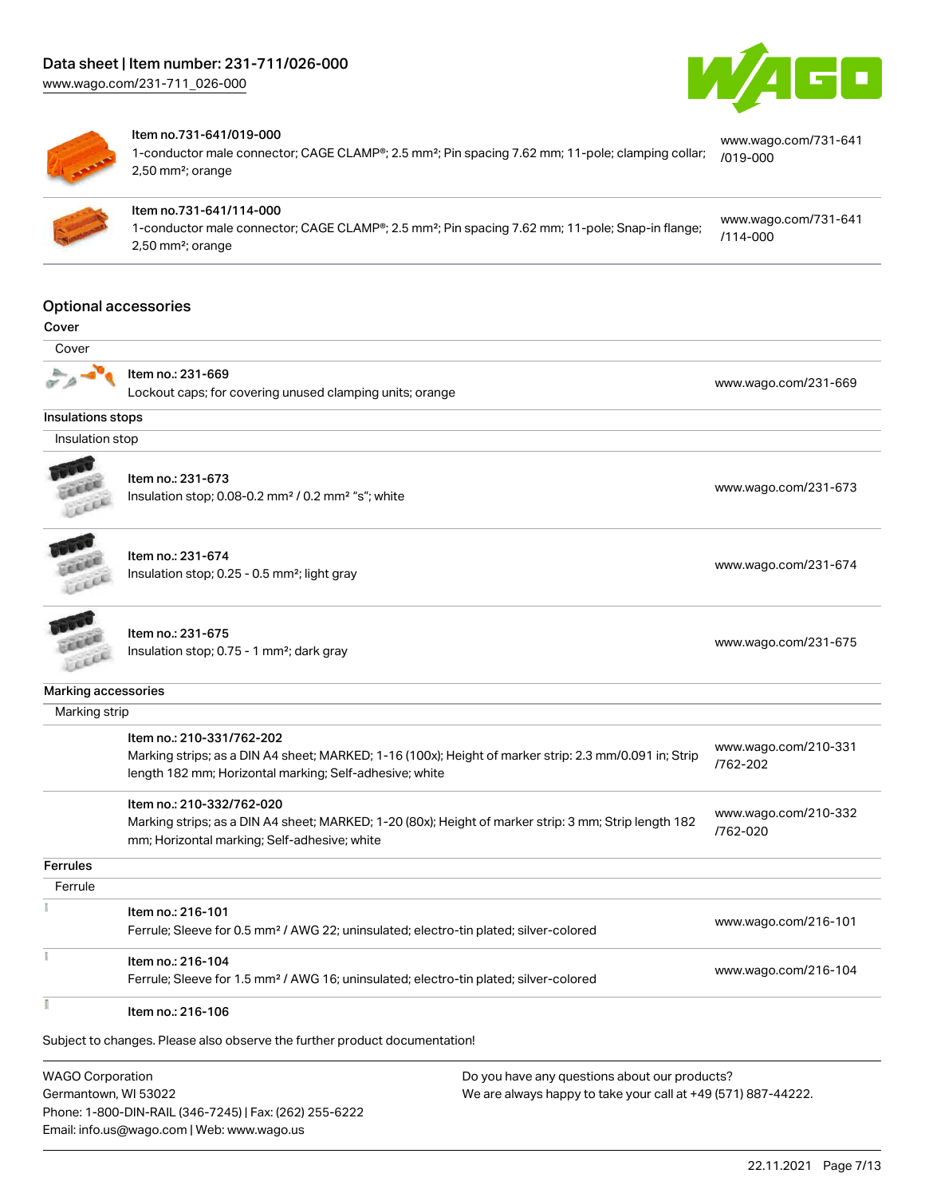| | | |
|---|---|---|
| | Item no.731-641/019-000<br>1-conductor male connector; CAGE CLAMP®; 2.5 mm²; Pin spacing 7.62 mm; 11-pole; clamping collar; 2,50 mm²; orange | www.wago.com/731-641/019-000 |
| | Item no.731-641/114-000<br>1-conductor male connector; CAGE CLAMP®; 2.5 mm²; Pin spacing 7.62 mm; 11-pole; Snap-in flange; 2,50 mm²; orange | www.wago.com/731-641/114-000 |

## Optional accessories

### Cover

| Cover | | |
|---|---|---|
| | Item no.: 231-669<br>Lockout caps; for covering unused clamping units; orange | www.wago.com/231-669 |

### Insulations stops

| Insulation stop | | |
|---|---|---|
| | Item no.: 231-673<br>Insulation stop; 0.08-0.2 mm² / 0.2 mm² "s"; white | www.wago.com/231-673 |
| | Item no.: 231-674<br>Insulation stop; 0.25 - 0.5 mm²; light gray | www.wago.com/231-674 |
| | Item no.: 231-675<br>Insulation stop; 0.75 - 1 mm²; dark gray | www.wago.com/231-675 |

### Marking accessories

| Marking strip | | |
|---|---|---|
| | Item no.: 210-331/762-202<br>Marking strips; as a DIN A4 sheet; MARKED; 1-16 (100x); Height of marker strip: 2.3 mm/0.091 in; Strip length 182 mm; Horizontal marking; Self-adhesive; white | www.wago.com/210-331/762-202 |
| | Item no.: 210-332/762-020<br>Marking strips; as a DIN A4 sheet; MARKED; 1-20 (80x); Height of marker strip: 3 mm; Strip length 182 mm; Horizontal marking; Self-adhesive; white | www.wago.com/210-332/762-020 |

### Ferrules

| Ferrule | | |
|---|---|---|
| | Item no.: 216-101<br>Ferrule; Sleeve for 0.5 mm² / AWG 22; uninsulated; electro-tin plated; silver-colored | www.wago.com/216-101 |
| | Item no.: 216-104<br>Ferrule; Sleeve for 1.5 mm² / AWG 16; uninsulated; electro-tin plated; silver-colored | www.wago.com/216-104 |
| | Item no.: 216-106 | |

Subject to changes. Please also observe the further product documentation!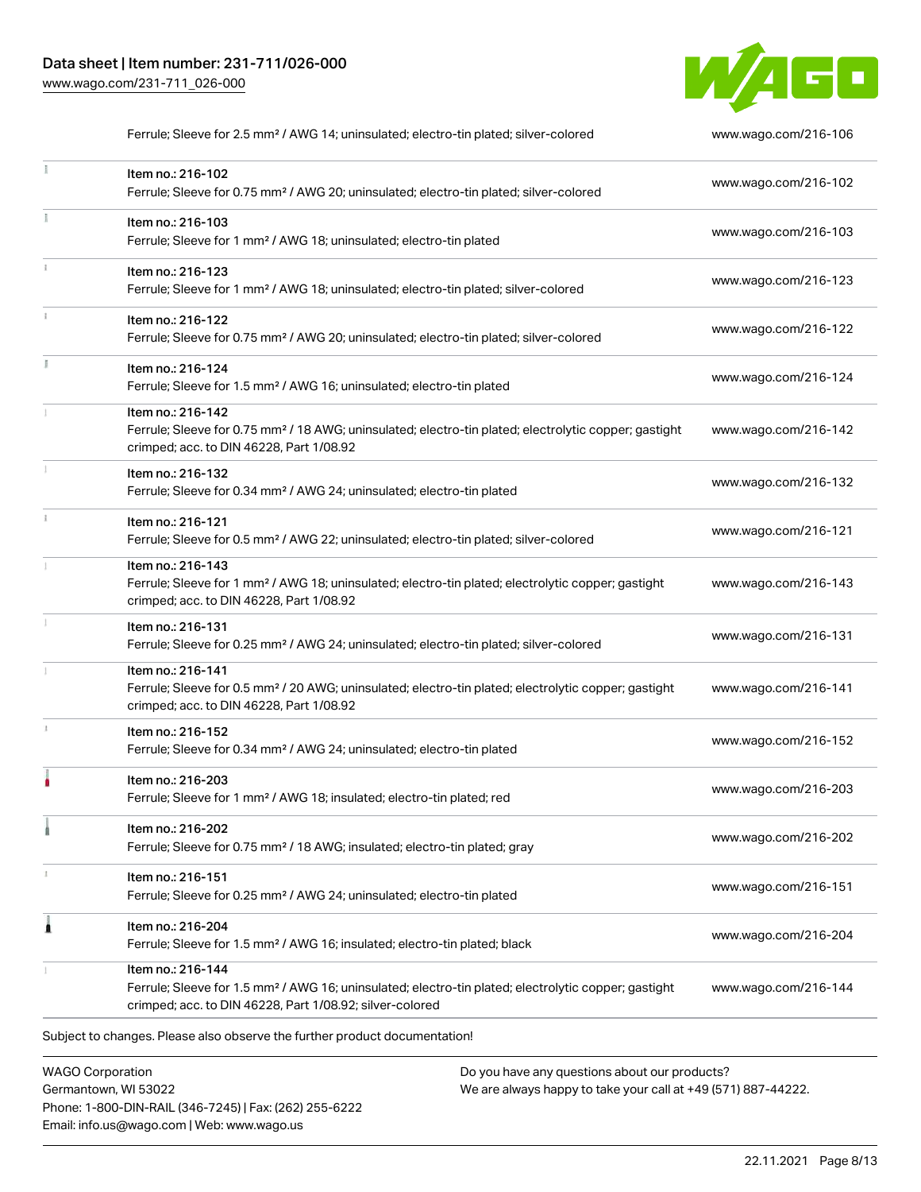| | | |
|---|---|---|
| | Ferrule; Sleeve for 2.5 mm² / AWG 14; uninsulated; electro-tin plated; silver-colored | www.wago.com/216-106 |
| | Item no.: 216-102<br>Ferrule; Sleeve for 0.75 mm² / AWG 20; uninsulated; electro-tin plated; silver-colored | www.wago.com/216-102 |
| | Item no.: 216-103<br>Ferrule; Sleeve for 1 mm² / AWG 18; uninsulated; electro-tin plated | www.wago.com/216-103 |
| | Item no.: 216-123<br>Ferrule; Sleeve for 1 mm² / AWG 18; uninsulated; electro-tin plated; silver-colored | www.wago.com/216-123 |
| | Item no.: 216-122<br>Ferrule; Sleeve for 0.75 mm² / AWG 20; uninsulated; electro-tin plated; silver-colored | www.wago.com/216-122 |
| | Item no.: 216-124<br>Ferrule; Sleeve for 1.5 mm² / AWG 16; uninsulated; electro-tin plated | www.wago.com/216-124 |
| | Item no.: 216-142<br>Ferrule; Sleeve for 0.75 mm² / 18 AWG; uninsulated; electro-tin plated; electrolytic copper; gastight crimped; acc. to DIN 46228, Part 1/08.92 | www.wago.com/216-142 |
| | Item no.: 216-132<br>Ferrule; Sleeve for 0.34 mm² / AWG 24; uninsulated; electro-tin plated | www.wago.com/216-132 |
| | Item no.: 216-121<br>Ferrule; Sleeve for 0.5 mm² / AWG 22; uninsulated; electro-tin plated; silver-colored | www.wago.com/216-121 |
| | Item no.: 216-143<br>Ferrule; Sleeve for 1 mm² / AWG 18; uninsulated; electro-tin plated; electrolytic copper; gastight crimped; acc. to DIN 46228, Part 1/08.92 | www.wago.com/216-143 |
| | Item no.: 216-131<br>Ferrule; Sleeve for 0.25 mm² / AWG 24; uninsulated; electro-tin plated; silver-colored | www.wago.com/216-131 |
| | Item no.: 216-141<br>Ferrule; Sleeve for 0.5 mm² / 20 AWG; uninsulated; electro-tin plated; electrolytic copper; gastight crimped; acc. to DIN 46228, Part 1/08.92 | www.wago.com/216-141 |
| | Item no.: 216-152<br>Ferrule; Sleeve for 0.34 mm² / AWG 24; uninsulated; electro-tin plated | www.wago.com/216-152 |
| | Item no.: 216-203<br>Ferrule; Sleeve for 1 mm² / AWG 18; insulated; electro-tin plated; red | www.wago.com/216-203 |
| | Item no.: 216-202<br>Ferrule; Sleeve for 0.75 mm² / 18 AWG; insulated; electro-tin plated; gray | www.wago.com/216-202 |
| | Item no.: 216-151<br>Ferrule; Sleeve for 0.25 mm² / AWG 24; uninsulated; electro-tin plated | www.wago.com/216-151 |
| | Item no.: 216-204<br>Ferrule; Sleeve for 1.5 mm² / AWG 16; insulated; electro-tin plated; black | www.wago.com/216-204 |
| | Item no.: 216-144<br>Ferrule; Sleeve for 1.5 mm² / AWG 16; uninsulated; electro-tin plated; electrolytic copper; gastight crimped; acc. to DIN 46228, Part 1/08.92; silver-colored | www.wago.com/216-144 |

Subject to changes. Please also observe the further product documentation!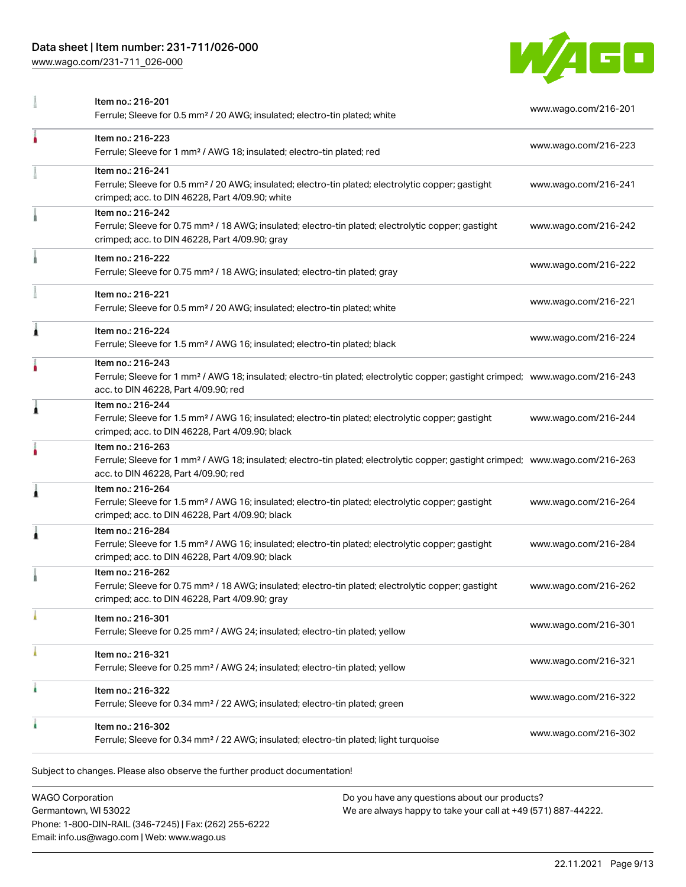| Item | URL |
| --- | --- |
| Item no.: 216-201<br>Ferrule; Sleeve for 0.5 mm² / 20 AWG; insulated; electro-tin plated; white | www.wago.com/216-201 |
| Item no.: 216-223<br>Ferrule; Sleeve for 1 mm² / AWG 18; insulated; electro-tin plated; red | www.wago.com/216-223 |
| Item no.: 216-241<br>Ferrule; Sleeve for 0.5 mm² / 20 AWG; insulated; electro-tin plated; electrolytic copper; gastight crimped; acc. to DIN 46228, Part 4/09.90; white | www.wago.com/216-241 |
| Item no.: 216-242<br>Ferrule; Sleeve for 0.75 mm² / 18 AWG; insulated; electro-tin plated; electrolytic copper; gastight crimped; acc. to DIN 46228, Part 4/09.90; gray | www.wago.com/216-242 |
| Item no.: 216-222<br>Ferrule; Sleeve for 0.75 mm² / 18 AWG; insulated; electro-tin plated; gray | www.wago.com/216-222 |
| Item no.: 216-221<br>Ferrule; Sleeve for 0.5 mm² / 20 AWG; insulated; electro-tin plated; white | www.wago.com/216-221 |
| Item no.: 216-224<br>Ferrule; Sleeve for 1.5 mm² / AWG 16; insulated; electro-tin plated; black | www.wago.com/216-224 |
| Item no.: 216-243<br>Ferrule; Sleeve for 1 mm² / AWG 18; insulated; electro-tin plated; electrolytic copper; gastight crimped; acc. to DIN 46228, Part 4/09.90; red | www.wago.com/216-243 |
| Item no.: 216-244<br>Ferrule; Sleeve for 1.5 mm² / AWG 16; insulated; electro-tin plated; electrolytic copper; gastight crimped; acc. to DIN 46228, Part 4/09.90; black | www.wago.com/216-244 |
| Item no.: 216-263<br>Ferrule; Sleeve for 1 mm² / AWG 18; insulated; electro-tin plated; electrolytic copper; gastight crimped; acc. to DIN 46228, Part 4/09.90; red | www.wago.com/216-263 |
| Item no.: 216-264<br>Ferrule; Sleeve for 1.5 mm² / AWG 16; insulated; electro-tin plated; electrolytic copper; gastight crimped; acc. to DIN 46228, Part 4/09.90; black | www.wago.com/216-264 |
| Item no.: 216-284<br>Ferrule; Sleeve for 1.5 mm² / AWG 16; insulated; electro-tin plated; electrolytic copper; gastight crimped; acc. to DIN 46228, Part 4/09.90; black | www.wago.com/216-284 |
| Item no.: 216-262<br>Ferrule; Sleeve for 0.75 mm² / 18 AWG; insulated; electro-tin plated; electrolytic copper; gastight crimped; acc. to DIN 46228, Part 4/09.90; gray | www.wago.com/216-262 |
| Item no.: 216-301<br>Ferrule; Sleeve for 0.25 mm² / AWG 24; insulated; electro-tin plated; yellow | www.wago.com/216-301 |
| Item no.: 216-321<br>Ferrule; Sleeve for 0.25 mm² / AWG 24; insulated; electro-tin plated; yellow | www.wago.com/216-321 |
| Item no.: 216-322<br>Ferrule; Sleeve for 0.34 mm² / 22 AWG; insulated; electro-tin plated; green | www.wago.com/216-322 |
| Item no.: 216-302<br>Ferrule; Sleeve for 0.34 mm² / 22 AWG; insulated; electro-tin plated; light turquoise | www.wago.com/216-302 |

Subject to changes. Please also observe the further product documentation!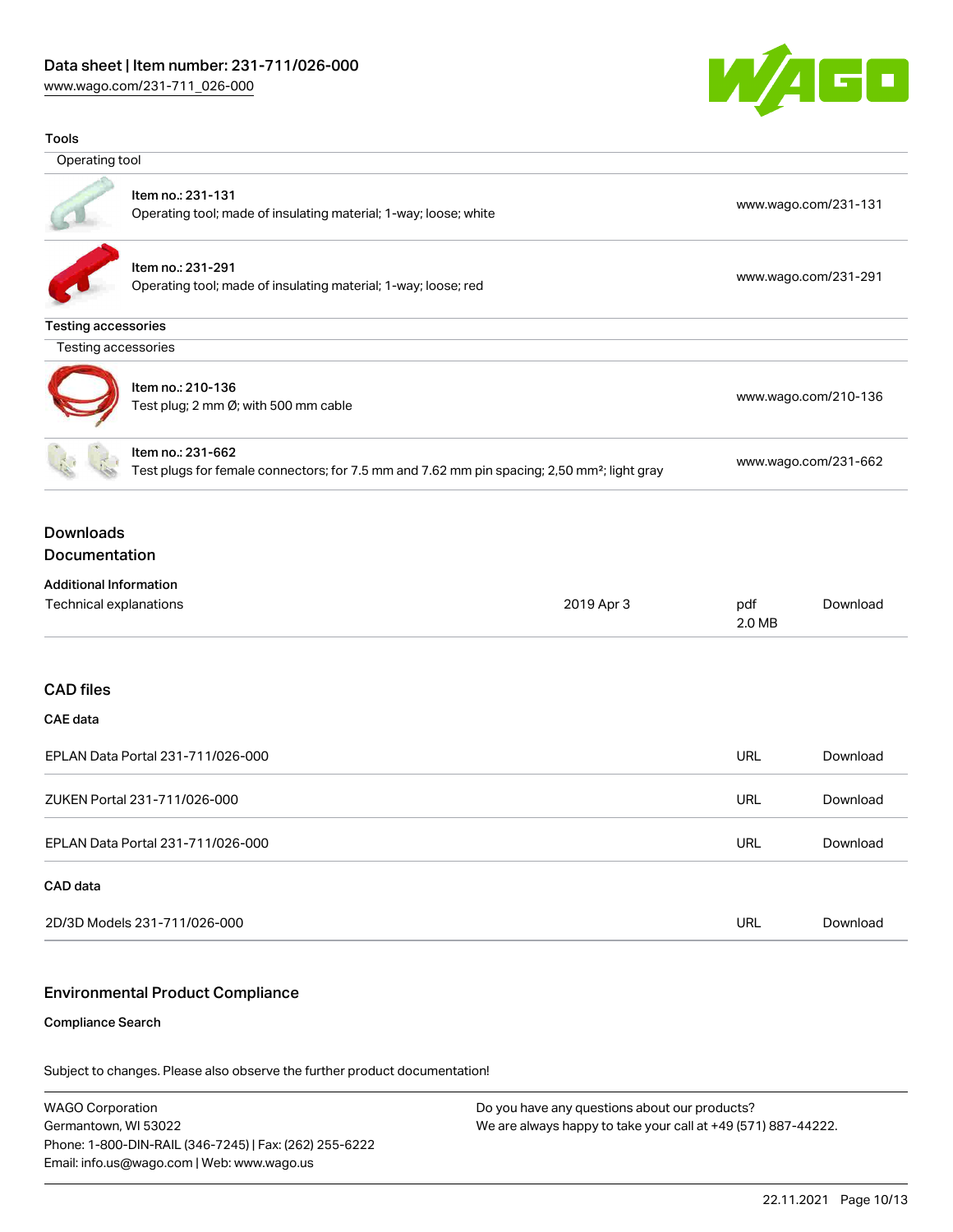## Tools

### Operating tool

| | | |
|---|---|---|
| Item no.: 231-131<br>Operating tool; made of insulating material; 1-way; loose; white | | www.wago.com/231-131 |
| Item no.: 231-291<br>Operating tool; made of insulating material; 1-way; loose; red | | www.wago.com/231-291 |

## Testing accessories

### Testing accessories

| | | |
|---|---|---|
| Item no.: 210-136<br>Test plug; 2 mm Ø; with 500 mm cable | | www.wago.com/210-136 |
| Item no.: 231-662<br>Test plugs for female connectors; for 7.5 mm and 7.62 mm pin spacing; 2,50 mm²; light gray | | www.wago.com/231-662 |

## Downloads

## Documentation

**Additional Information**

| | | | |
|---|---|---|---|
| Technical explanations | 2019 Apr 3 | pdf<br>2.0 MB | Download |

## CAD files

**CAE data**

| | | |
|---|---|---|
| EPLAN Data Portal 231-711/026-000 | URL | Download |
| ZUKEN Portal 231-711/026-000 | URL | Download |
| EPLAN Data Portal 231-711/026-000 | URL | Download |

**CAD data**

| | | |
|---|---|---|
| 2D/3D Models 231-711/026-000 | URL | Download |

## Environmental Product Compliance

**Compliance Search**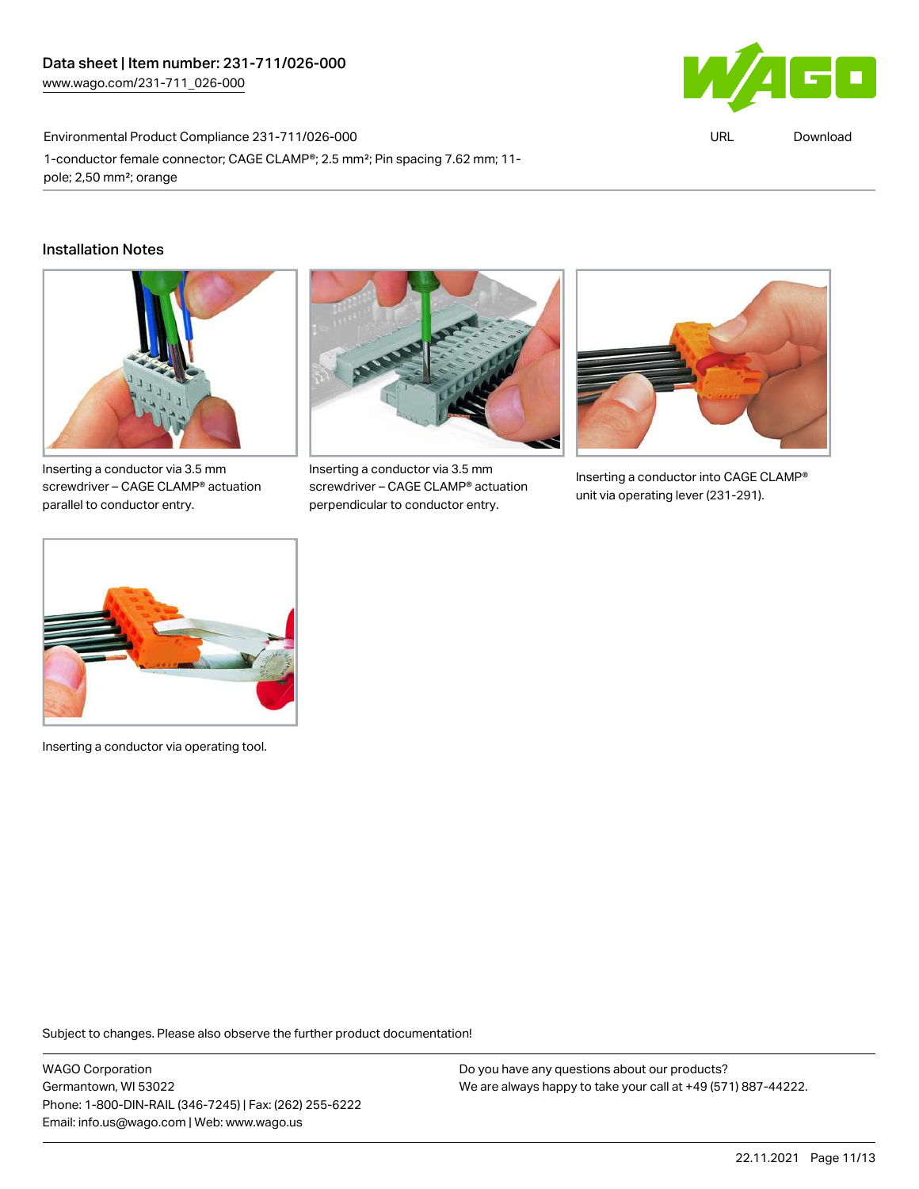Environmental Product Compliance 231-711/026-000

1-conductor female connector; CAGE CLAMP®; 2.5 mm²; Pin spacing 7.62 mm; 11-pole; 2,50 mm²; orange

## Installation Notes

Inserting a conductor via 3.5 mm screwdriver – CAGE CLAMP® actuation parallel to conductor entry.

Inserting a conductor via 3.5 mm screwdriver – CAGE CLAMP® actuation perpendicular to conductor entry.

Inserting a conductor into CAGE CLAMP® unit via operating lever (231-291).

Inserting a conductor via operating tool.

Subject to changes. Please also observe the further product documentation!

WAGO Corporation
Germantown, WI 53022
Phone: 1-800-DIN-RAIL (346-7245) | Fax: (262) 255-6222
Email: info.us@wago.com | Web: www.wago.us

Do you have any questions about our products?
We are always happy to take your call at +49 (571) 887-44222.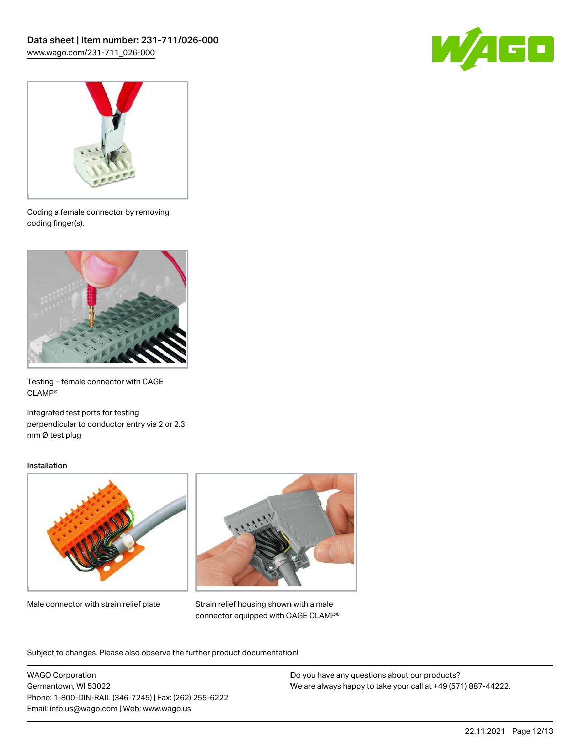Coding a female connector by removing coding finger(s).

Testing – female connector with CAGE CLAMP®

Integrated test ports for testing perpendicular to conductor entry via 2 or 2.3 mm Ø test plug

### Installation

Male connector with strain relief plate

Strain relief housing shown with a male connector equipped with CAGE CLAMP®

Subject to changes. Please also observe the further product documentation!

WAGO Corporation
Germantown, WI 53022
Phone: 1-800-DIN-RAIL (346-7245) | Fax: (262) 255-6222
Email: info.us@wago.com | Web: www.wago.us

Do you have any questions about our products?
We are always happy to take your call at +49 (571) 887-44222.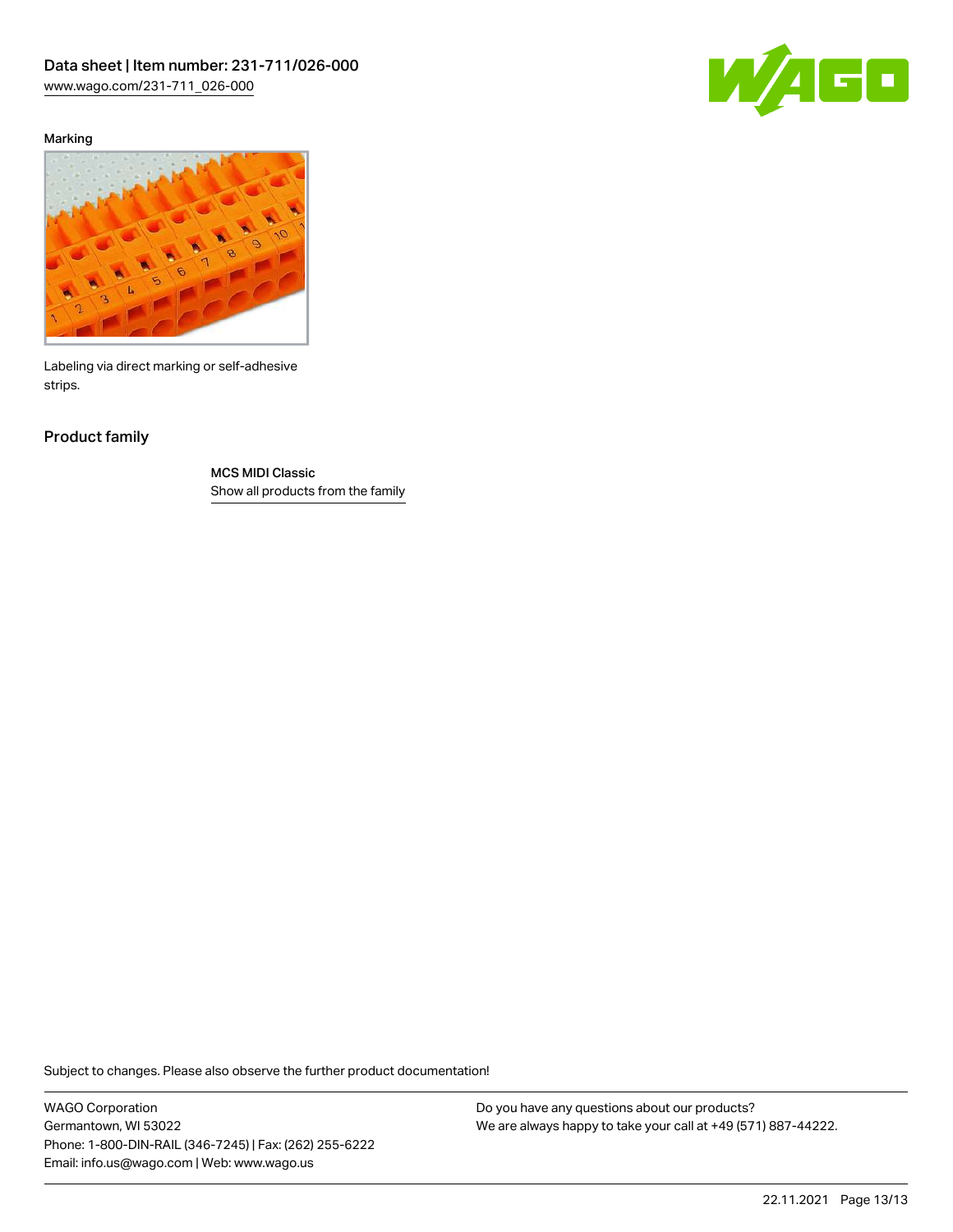Marking

Labeling via direct marking or self-adhesive strips.

## Product family

MCS MIDI Classic
Show all products from the family

Subject to changes. Please also observe the further product documentation!

WAGO Corporation
Germantown, WI 53022
Phone: 1-800-DIN-RAIL (346-7245) | Fax: (262) 255-6222
Email: info.us@wago.com | Web: www.wago.us

Do you have any questions about our products?
We are always happy to take your call at +49 (571) 887-44222.